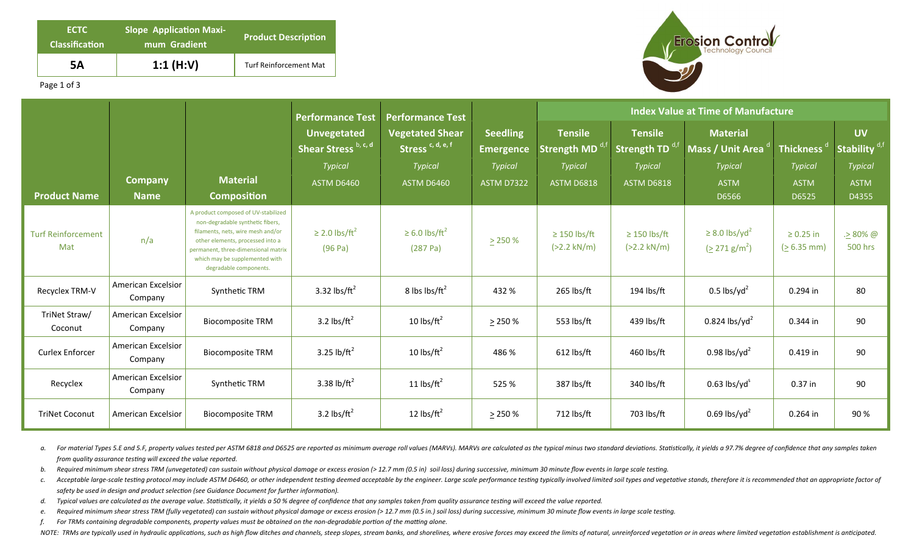| ECTC Classification | Slope Application Maximum Gradient | Product Description |
|---|---|---|
| 5A | 1:1 (H:V) | Turf Reinforcement Mat |

Erosion Control Technology Council

| Product Name | Company Name | Material Composition | Performance Test Unvegetated Shear Stress [b, c, d] | Performance Test Vegetated Shear Stress [c, d, e, f] | Seedling Emergence | Index Value at Time of Manufacture Tensile Strength MD [d,f] | Tensile Strength TD [d,f] | Material Mass / Unit Area [d] | Thickness [d] | UV Stability [d,f] |
|---|---|---|---|---|---|---|---|---|---|---|
| | | | *Typical* | *Typical* | *Typical* | *Typical* | *Typical* | *Typical* | *Typical* | *Typical* |
| | | | ASTM D6460 | ASTM D6460 | ASTM D7322 | ASTM D6818 | ASTM D6818 | ASTM D6566 | ASTM D6525 | ASTM D4355 |
| Turf Reinforcement Mat | n/a | A product composed of UV-stabilized non-degradable synthetic fibers, filaments, nets, wire mesh and/or other elements, processed into a permanent, three-dimensional matrix which may be supplemented with degradable components. | ≥ 2.0 $lbs/ft^2$ (96 Pa) | ≥ 6.0 $lbs/ft^2$ (287 Pa) | > 250 % | ≥ 150 lbs/ft (>2.2 kN/m) | ≥ 150 lbs/ft (>2.2 kN/m) | ≥ 8.0 $lbs/yd^2$ (≥ 271 $g/m^2$) | ≥ 0.25 in (≥ 6.35 mm) | .> 80% @ 500 hrs |
| Recyclex TRM-V | American Excelsior Company | Synthetic TRM | 3.32 $lbs/ft^2$ | 8 lbs $lbs/ft^2$ | 432 % | 265 lbs/ft | 194 lbs/ft | 0.5 $lbs/yd^2$ | 0.294 in | 80 |
| TriNet Straw/ Coconut | American Excelsior Company | Biocomposite TRM | 3.2 $lbs/ft^2$ | 10 $lbs/ft^2$ | > 250 % | 553 lbs/ft | 439 lbs/ft | 0.824 $lbs/yd^2$ | 0.344 in | 90 |
| Curlex Enforcer | American Excelsior Company | Biocomposite TRM | 3.25 $lb/ft^2$ | 10 $lbs/ft^2$ | 486 % | 612 lbs/ft | 460 lbs/ft | 0.98 $lbs/yd^2$ | 0.419 in | 90 |
| Recyclex | American Excelsior Company | Synthetic TRM | 3.38 $lb/ft^2$ | 11 $lbs/ft^2$ | 525 % | 387 lbs/ft | 340 lbs/ft | 0.63 $lbs/yd^s$ | 0.37 in | 90 |
| TriNet Coconut | American Excelsior | Biocomposite TRM | 3.2 $lbs/ft^2$ | 12 $lbs/ft^2$ | > 250 % | 712 lbs/ft | 703 lbs/ft | 0.69 $lbs/yd^2$ | 0.264 in | 90 % |

a. *For material Types 5.E and 5.F, property values tested per ASTM 6818 and D6525 are reported as minimum average roll values (MARVs). MARVs are calculated as the typical minus two standard deviations. Statistically, it yields a 97.7% degree of confidence that any samples taken from quality assurance testing will exceed the value reported.*

b. *Required minimum shear stress TRM (unvegetated) can sustain without physical damage or excess erosion (> 12.7 mm (0.5 in) soil loss) during successive, minimum 30 minute flow events in large scale testing.*

c. *Acceptable large-scale testing protocol may include ASTM D6460, or other independent testing deemed acceptable by the engineer. Large scale performance testing typically involved limited soil types and vegetative stands, therefore it is recommended that an appropriate factor of safety be used in design and product selection (see Guidance Document for further information).*

d. *Typical values are calculated as the average value. Statistically, it yields a 50 % degree of confidence that any samples taken from quality assurance testing will exceed the value reported.*

e. *Required minimum shear stress TRM (fully vegetated) can sustain without physical damage or excess erosion (> 12.7 mm (0.5 in.) soil loss) during successive, minimum 30 minute flow events in large scale testing.*

f. *For TRMs containing degradable components, property values must be obtained on the non-degradable portion of the matting alone.*

*NOTE: TRMs are typically used in hydraulic applications, such as high flow ditches and channels, steep slopes, stream banks, and shorelines, where erosive forces may exceed the limits of natural, unreinforced vegetation or in areas where limited vegetation establishment is anticipated.*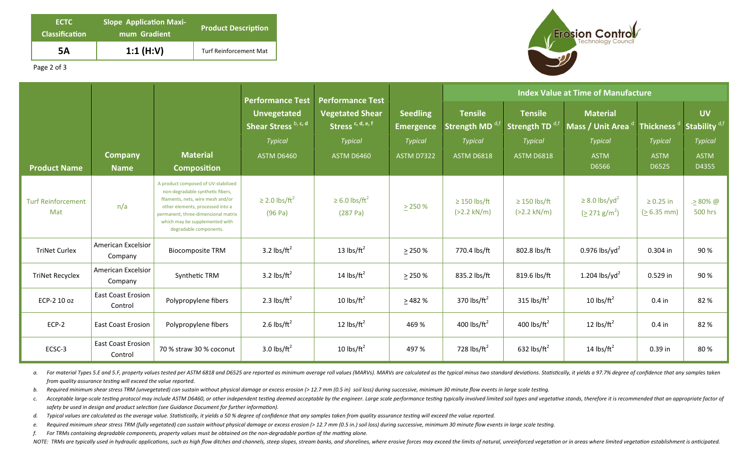| ECTC Classification | Slope Application Maximum Gradient | Product Description |
|---|---|---|
| 5A | 1:1 (H:V) | Turf Reinforcement Mat |

| Product Name | Company Name | Material Composition | Performance Test Unvegetated Shear Stress [b, c, d] | Performance Test Vegetated Shear Stress [c, d, e, f] | Seedling Emergence | Index Value at Time of Manufacture | | | | | |
|---|---|---|---|---|---|---|---|---|---|---|---|
| | | | | | | Tensile Strength MD [d,f] | Tensile Strength TD [d,f] | Material Mass / Unit Area [d] | Thickness [d] | UV Stability [d,f] |
| | | | *Typical* | *Typical* | *Typical* | *Typical* | *Typical* | *Typical* | *Typical* | *Typical* |
| | | | ASTM D6460 | ASTM D6460 | ASTM D7322 | ASTM D6818 | ASTM D6818 | ASTM D6566 | ASTM D6525 | ASTM D4355 |
| Turf Reinforcement Mat | n/a | A product composed of UV-stabilized non-degradable synthetic fibers, filaments, nets, wire mesh and/or other elements, processed into a permanent, three-dimensional matrix which may be supplemented with degradable components. | ≥ 2.0 lbs/ft$^2$ (96 Pa) | ≥ 6.0 lbs/ft$^2$ (287 Pa) | ≥ 250 % | ≥ 150 lbs/ft (>2.2 kN/m) | ≥ 150 lbs/ft (>2.2 kN/m) | ≥ 8.0 lbs/yd$^2$ (≥ 271 g/m$^2$) | ≥ 0.25 in (≥ 6.35 mm) | ≥ 80% @ 500 hrs |
| TriNet Curlex | American Excelsior Company | Biocomposite TRM | 3.2 lbs/ft$^2$ | 13 lbs/ft$^2$ | ≥ 250 % | 770.4 lbs/ft | 802.8 lbs/ft | 0.976 lbs/yd$^2$ | 0.304 in | 90 % |
| TriNet Recyclex | American Excelsior Company | Synthetic TRM | 3.2 lbs/ft$^2$ | 14 lbs/ft$^2$ | ≥ 250 % | 835.2 lbs/ft | 819.6 lbs/ft | 1.204 lbs/yd$^2$ | 0.529 in | 90 % |
| ECP-2 10 oz | East Coast Erosion Control | Polypropylene fibers | 2.3 lbs/ft$^2$ | 10 lbs/ft$^2$ | ≥ 482 % | 370 lbs/ft$^2$ | 315 lbs/ft$^2$ | 10 lbs/ft$^2$ | 0.4 in | 82 % |
| ECP-2 | East Coast Erosion | Polypropylene fibers | 2.6 lbs/ft$^2$ | 12 lbs/ft$^2$ | 469 % | 400 lbs/ft$^2$ | 400 lbs/ft$^2$ | 12 lbs/ft$^2$ | 0.4 in | 82 % |
| ECSC-3 | East Coast Erosion Control | 70 % straw 30 % coconut | 3.0 lbs/ft$^2$ | 10 lbs/ft$^2$ | 497 % | 728 lbs/ft$^2$ | 632 lbs/ft$^2$ | 14 lbs/ft$^2$ | 0.39 in | 80 % |

*a. For material Types 5.E and 5.F, property values tested per ASTM 6818 and D6525 are reported as minimum average roll values (MARVs). MARVs are calculated as the typical minus two standard deviations. Statistically, it yields a 97.7% degree of confidence that any samples taken from quality assurance testing will exceed the value reported.*

*b. Required minimum shear stress TRM (unvegetated) can sustain without physical damage or excess erosion (> 12.7 mm (0.5 in) soil loss) during successive, minimum 30 minute flow events in large scale testing.*

*c. Acceptable large-scale testing protocol may include ASTM D6460, or other independent testing deemed acceptable by the engineer. Large scale performance testing typically involved limited soil types and vegetative stands, therefore it is recommended that an appropriate factor of safety be used in design and product selection (see Guidance Document for further information).*

*d. Typical values are calculated as the average value. Statistically, it yields a 50 % degree of confidence that any samples taken from quality assurance testing will exceed the value reported.*

*e. Required minimum shear stress TRM (fully vegetated) can sustain without physical damage or excess erosion (> 12.7 mm (0.5 in.) soil loss) during successive, minimum 30 minute flow events in large scale testing.*

*f. For TRMs containing degradable components, property values must be obtained on the non-degradable portion of the matting alone.*

*NOTE: TRMs are typically used in hydraulic applications, such as high flow ditches and channels, steep slopes, stream banks, and shorelines, where erosive forces may exceed the limits of natural, unreinforced vegetation or in areas where limited vegetation establishment is anticipated.*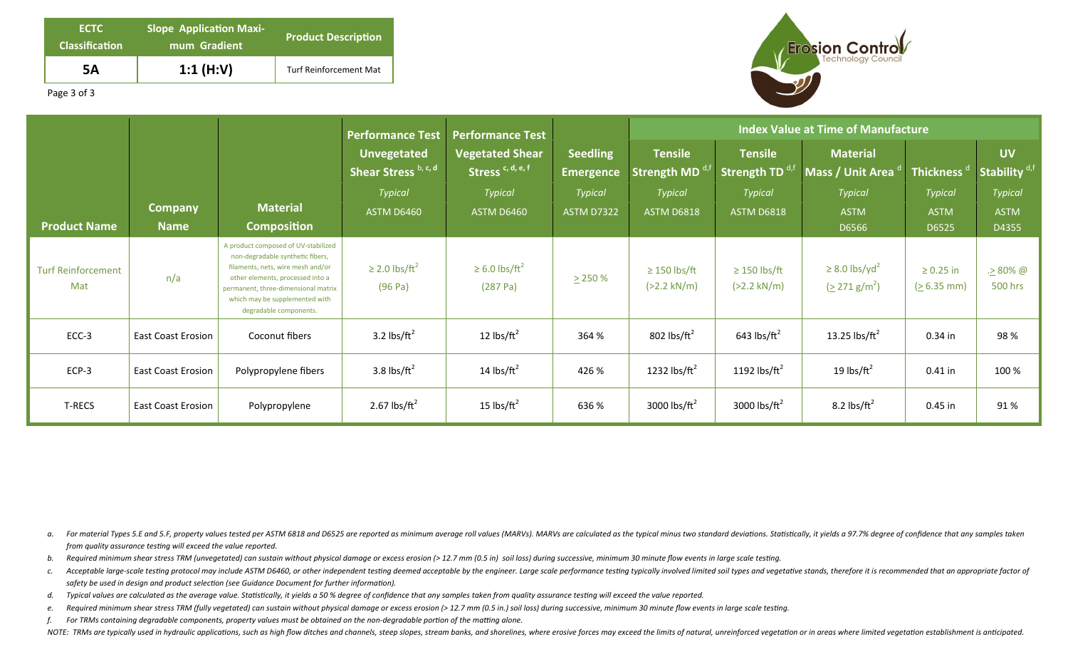| ECTC Classification | Slope Application Maximum Gradient | Product Description |
|---|---|---|
| 5A | 1:1 (H:V) | Turf Reinforcement Mat |

Erosion Control Technology Council

| Product Name | Company Name | Material Composition | Performance Test Unvegetated Shear Stress [b, c, d] Typical ASTM D6460 | Performance Test Vegetated Shear Stress [c, d, e, f] Typical ASTM D6460 | Seedling Emergence Typical ASTM D7322 | Index Value at Time of Manufacture: Tensile Strength MD [d,f] Typical ASTM D6818 | Tensile Strength TD [d,f] Typical ASTM D6818 | Material Mass / Unit Area [d] Typical ASTM D6566 | Thickness [d] Typical ASTM D6525 | UV Stability [d,f] Typical ASTM D4355 |
|---|---|---|---|---|---|---|---|---|---|---|
| Turf Reinforcement Mat | n/a | A product composed of UV-stabilized non-degradable synthetic fibers, filaments, nets, wire mesh and/or other elements, processed into a permanent, three-dimensional matrix which may be supplemented with degradable components. | ≥ 2.0 lbs/ft$^2$ (96 Pa) | ≥ 6.0 lbs/ft$^2$ (287 Pa) | ≥ 250 % | ≥ 150 lbs/ft (>2.2 kN/m) | ≥ 150 lbs/ft (>2.2 kN/m) | ≥ 8.0 lbs/yd$^2$ (≥ 271 g/m$^2$) | ≥ 0.25 in (≥ 6.35 mm) | ≥ 80% @ 500 hrs |
| ECC-3 | East Coast Erosion | Coconut fibers | 3.2 lbs/ft$^2$ | 12 lbs/ft$^2$ | 364 % | 802 lbs/ft$^2$ | 643 lbs/ft$^2$ | 13.25 lbs/ft$^2$ | 0.34 in | 98 % |
| ECP-3 | East Coast Erosion | Polypropylene fibers | 3.8 lbs/ft$^2$ | 14 lbs/ft$^2$ | 426 % | 1232 lbs/ft$^2$ | 1192 lbs/ft$^2$ | 19 lbs/ft$^2$ | 0.41 in | 100 % |
| T-RECS | East Coast Erosion | Polypropylene | 2.67 lbs/ft$^2$ | 15 lbs/ft$^2$ | 636 % | 3000 lbs/ft$^2$ | 3000 lbs/ft$^2$ | 8.2 lbs/ft$^2$ | 0.45 in | 91 % |

*a. For material Types 5.E and 5.F, property values tested per ASTM 6818 and D6525 are reported as minimum average roll values (MARVs). MARVs are calculated as the typical minus two standard deviations. Statistically, it yields a 97.7% degree of confidence that any samples taken from quality assurance testing will exceed the value reported.*

*b. Required minimum shear stress TRM (unvegetated) can sustain without physical damage or excess erosion (> 12.7 mm (0.5 in) soil loss) during successive, minimum 30 minute flow events in large scale testing.*

*c. Acceptable large-scale testing protocol may include ASTM D6460, or other independent testing deemed acceptable by the engineer. Large scale performance testing typically involved limited soil types and vegetative stands, therefore it is recommended that an appropriate factor of safety be used in design and product selection (see Guidance Document for further information).*

*d. Typical values are calculated as the average value. Statistically, it yields a 50 % degree of confidence that any samples taken from quality assurance testing will exceed the value reported.*

*e. Required minimum shear stress TRM (fully vegetated) can sustain without physical damage or excess erosion (> 12.7 mm (0.5 in.) soil loss) during successive, minimum 30 minute flow events in large scale testing.*

*f. For TRMs containing degradable components, property values must be obtained on the non-degradable portion of the matting alone.*

*NOTE: TRMs are typically used in hydraulic applications, such as high flow ditches and channels, steep slopes, stream banks, and shorelines, where erosive forces may exceed the limits of natural, unreinforced vegetation or in areas where limited vegetation establishment is anticipated.*